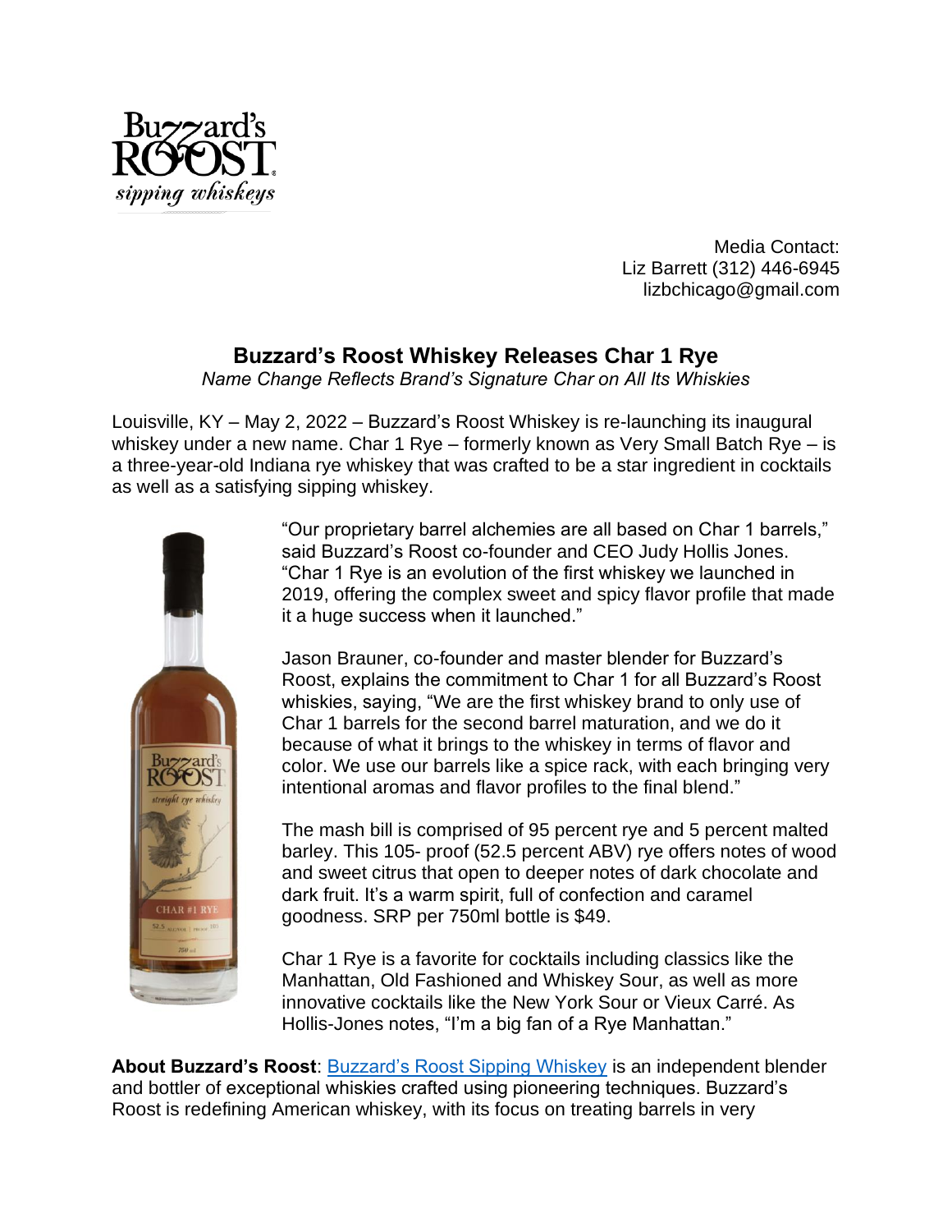Media Contact:
Liz Barrett (312) 446-6945
lizbchicago@gmail.com

## Buzzard's Roost Whiskey Releases Char 1 Rye

*Name Change Reflects Brand's Signature Char on All Its Whiskies*

Louisville, KY – May 2, 2022 – Buzzard's Roost Whiskey is re-launching its inaugural whiskey under a new name. Char 1 Rye – formerly known as Very Small Batch Rye – is a three-year-old Indiana rye whiskey that was crafted to be a star ingredient in cocktails as well as a satisfying sipping whiskey.

"Our proprietary barrel alchemies are all based on Char 1 barrels," said Buzzard's Roost co-founder and CEO Judy Hollis Jones. "Char 1 Rye is an evolution of the first whiskey we launched in 2019, offering the complex sweet and spicy flavor profile that made it a huge success when it launched."

Jason Brauner, co-founder and master blender for Buzzard's Roost, explains the commitment to Char 1 for all Buzzard's Roost whiskies, saying, "We are the first whiskey brand to only use of Char 1 barrels for the second barrel maturation, and we do it because of what it brings to the whiskey in terms of flavor and color. We use our barrels like a spice rack, with each bringing very intentional aromas and flavor profiles to the final blend."

The mash bill is comprised of 95 percent rye and 5 percent malted barley. This 105- proof (52.5 percent ABV) rye offers notes of wood and sweet citrus that open to deeper notes of dark chocolate and dark fruit. It's a warm spirit, full of confection and caramel goodness. SRP per 750ml bottle is $49.

Char 1 Rye is a favorite for cocktails including classics like the Manhattan, Old Fashioned and Whiskey Sour, as well as more innovative cocktails like the New York Sour or Vieux Carré. As Hollis-Jones notes, "I'm a big fan of a Rye Manhattan."

**About Buzzard's Roost**: Buzzard's Roost Sipping Whiskey is an independent blender and bottler of exceptional whiskies crafted using pioneering techniques. Buzzard's Roost is redefining American whiskey, with its focus on treating barrels in very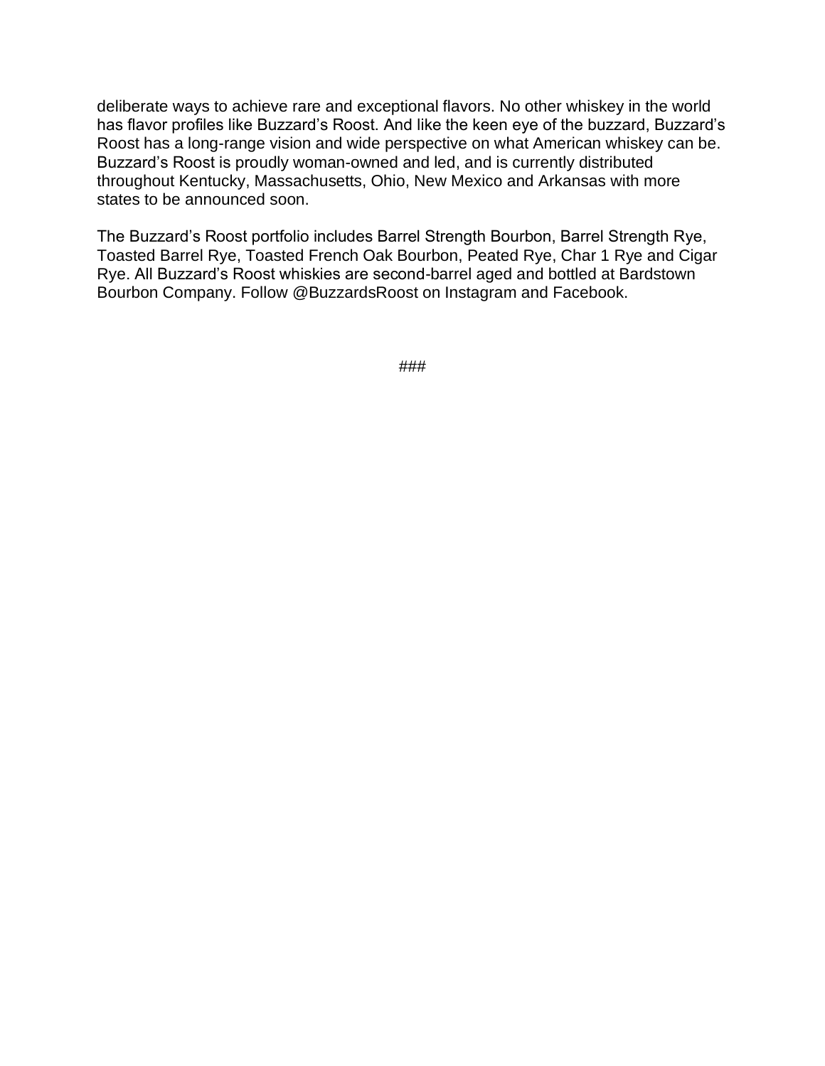deliberate ways to achieve rare and exceptional flavors. No other whiskey in the world has flavor profiles like Buzzard's Roost. And like the keen eye of the buzzard, Buzzard's Roost has a long-range vision and wide perspective on what American whiskey can be. Buzzard's Roost is proudly woman-owned and led, and is currently distributed throughout Kentucky, Massachusetts, Ohio, New Mexico and Arkansas with more states to be announced soon.

The Buzzard's Roost portfolio includes Barrel Strength Bourbon, Barrel Strength Rye, Toasted Barrel Rye, Toasted French Oak Bourbon, Peated Rye, Char 1 Rye and Cigar Rye. All Buzzard's Roost whiskies are second-barrel aged and bottled at Bardstown Bourbon Company. Follow @BuzzardsRoost on Instagram and Facebook.

###